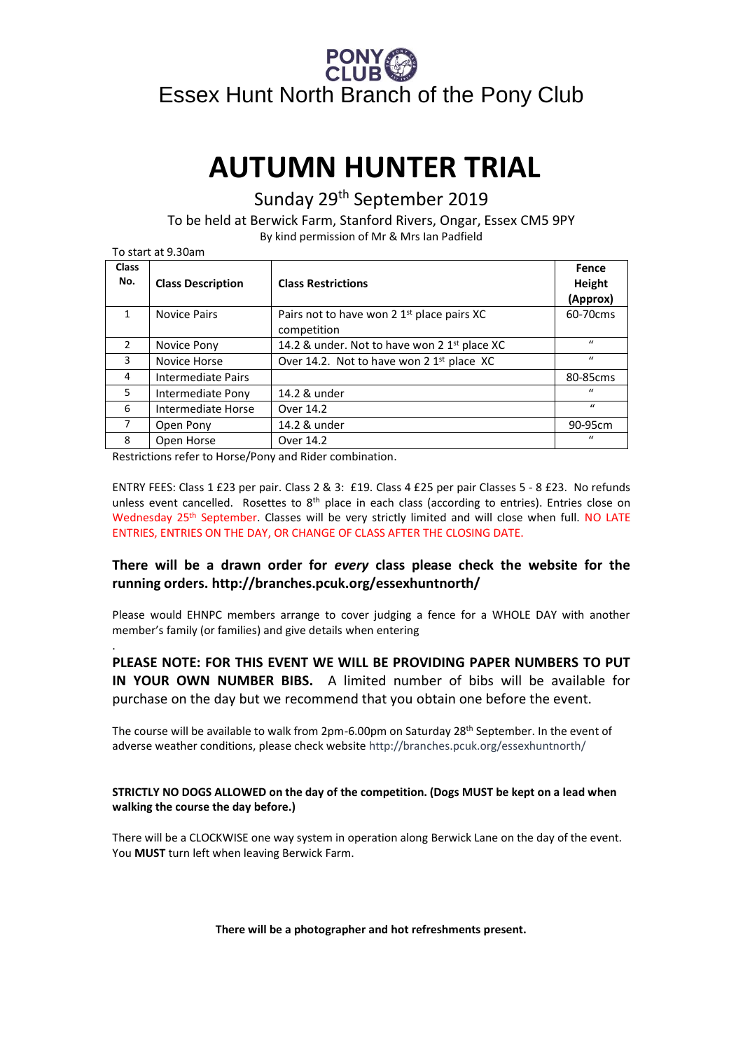# Essex Hunt North Branch of the Pony Club

# AUTUMN HUNTER TRIAL

## Sunday 29th September 2019

To be held at Berwick Farm, Stanford Rivers, Ongar, Essex CM5 9PY

By kind permission of Mr & Mrs Ian Padfield

To start at 9.30am

| Class No. | Class Description | Class Restrictions | Fence Height (Approx) |
|---|---|---|---|
| 1 | Novice Pairs | Pairs not to have won 2 1st place pairs XC competition | 60-70cms |
| 2 | Novice Pony | 14.2 & under. Not to have won 2 1st place XC | " |
| 3 | Novice Horse | Over 14.2. Not to have won 2 1st place XC | " |
| 4 | Intermediate Pairs | | 80-85cms |
| 5 | Intermediate Pony | 14.2 & under | " |
| 6 | Intermediate Horse | Over 14.2 | " |
| 7 | Open Pony | 14.2 & under | 90-95cm |
| 8 | Open Horse | Over 14.2 | " |

Restrictions refer to Horse/Pony and Rider combination.

ENTRY FEES: Class 1 £23 per pair. Class 2 & 3: £19. Class 4 £25 per pair Classes 5 - 8 £23. No refunds unless event cancelled. Rosettes to 8th place in each class (according to entries). Entries close on Wednesday 25th September. Classes will be very strictly limited and will close when full. NO LATE ENTRIES, ENTRIES ON THE DAY, OR CHANGE OF CLASS AFTER THE CLOSING DATE.

**There will be a drawn order for *every* class please check the website for the running orders. http://branches.pcuk.org/essexhuntnorth/**

Please would EHNPC members arrange to cover judging a fence for a WHOLE DAY with another member's family (or families) and give details when entering

**PLEASE NOTE: FOR THIS EVENT WE WILL BE PROVIDING PAPER NUMBERS TO PUT IN YOUR OWN NUMBER BIBS.** A limited number of bibs will be available for purchase on the day but we recommend that you obtain one before the event.

The course will be available to walk from 2pm-6.00pm on Saturday 28th September. In the event of adverse weather conditions, please check website http://branches.pcuk.org/essexhuntnorth/

**STRICTLY NO DOGS ALLOWED on the day of the competition. (Dogs MUST be kept on a lead when walking the course the day before.)**

There will be a CLOCKWISE one way system in operation along Berwick Lane on the day of the event. You **MUST** turn left when leaving Berwick Farm.

**There will be a photographer and hot refreshments present.**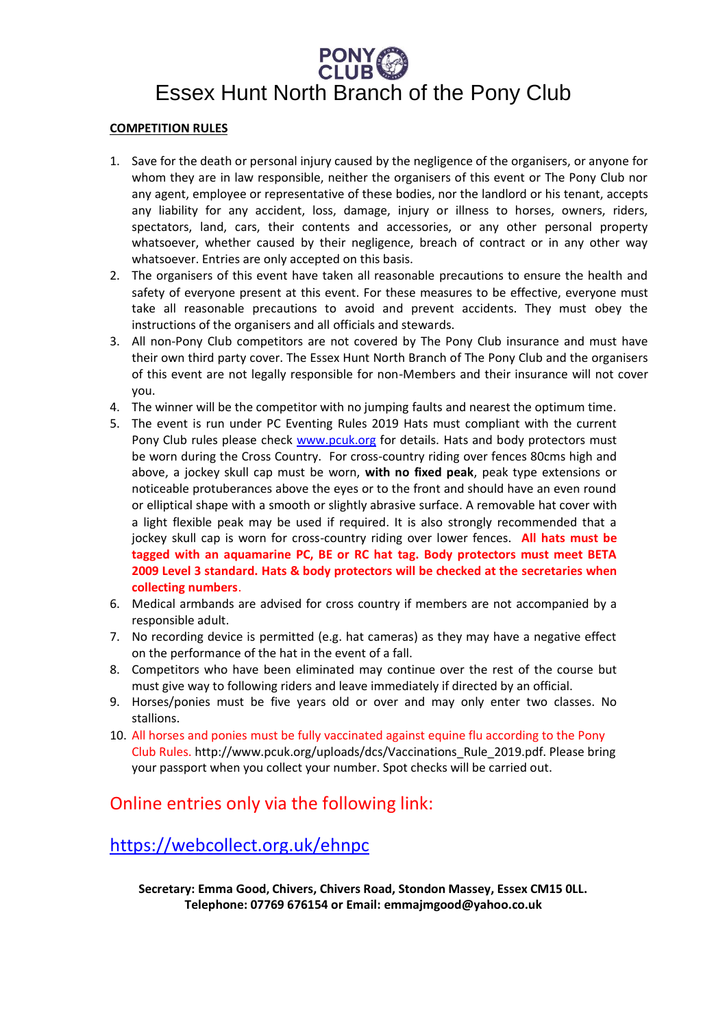# Essex Hunt North Branch of the Pony Club

**COMPETITION RULES**

1. Save for the death or personal injury caused by the negligence of the organisers, or anyone for whom they are in law responsible, neither the organisers of this event or The Pony Club nor any agent, employee or representative of these bodies, nor the landlord or his tenant, accepts any liability for any accident, loss, damage, injury or illness to horses, owners, riders, spectators, land, cars, their contents and accessories, or any other personal property whatsoever, whether caused by their negligence, breach of contract or in any other way whatsoever. Entries are only accepted on this basis.
2. The organisers of this event have taken all reasonable precautions to ensure the health and safety of everyone present at this event. For these measures to be effective, everyone must take all reasonable precautions to avoid and prevent accidents. They must obey the instructions of the organisers and all officials and stewards.
3. All non-Pony Club competitors are not covered by The Pony Club insurance and must have their own third party cover. The Essex Hunt North Branch of The Pony Club and the organisers of this event are not legally responsible for non-Members and their insurance will not cover you.
4. The winner will be the competitor with no jumping faults and nearest the optimum time.
5. The event is run under PC Eventing Rules 2019 Hats must compliant with the current Pony Club rules please check www.pcuk.org for details. Hats and body protectors must be worn during the Cross Country. For cross-country riding over fences 80cms high and above, a jockey skull cap must be worn, **with no fixed peak**, peak type extensions or noticeable protuberances above the eyes or to the front and should have an even round or elliptical shape with a smooth or slightly abrasive surface. A removable hat cover with a light flexible peak may be used if required. It is also strongly recommended that a jockey skull cap is worn for cross-country riding over lower fences. **All hats must be tagged with an aquamarine PC, BE or RC hat tag. Body protectors must meet BETA 2009 Level 3 standard. Hats & body protectors will be checked at the secretaries when collecting numbers**.
6. Medical armbands are advised for cross country if members are not accompanied by a responsible adult.
7. No recording device is permitted (e.g. hat cameras) as they may have a negative effect on the performance of the hat in the event of a fall.
8. Competitors who have been eliminated may continue over the rest of the course but must give way to following riders and leave immediately if directed by an official.
9. Horses/ponies must be five years old or over and may only enter two classes. No stallions.
10. All horses and ponies must be fully vaccinated against equine flu according to the Pony Club Rules. http://www.pcuk.org/uploads/dcs/Vaccinations_Rule_2019.pdf. Please bring your passport when you collect your number. Spot checks will be carried out.

## Online entries only via the following link:

## https://webcollect.org.uk/ehnpc

**Secretary: Emma Good, Chivers, Chivers Road, Stondon Massey, Essex CM15 0LL.**
**Telephone: 07769 676154 or Email: emmajmgood@yahoo.co.uk**